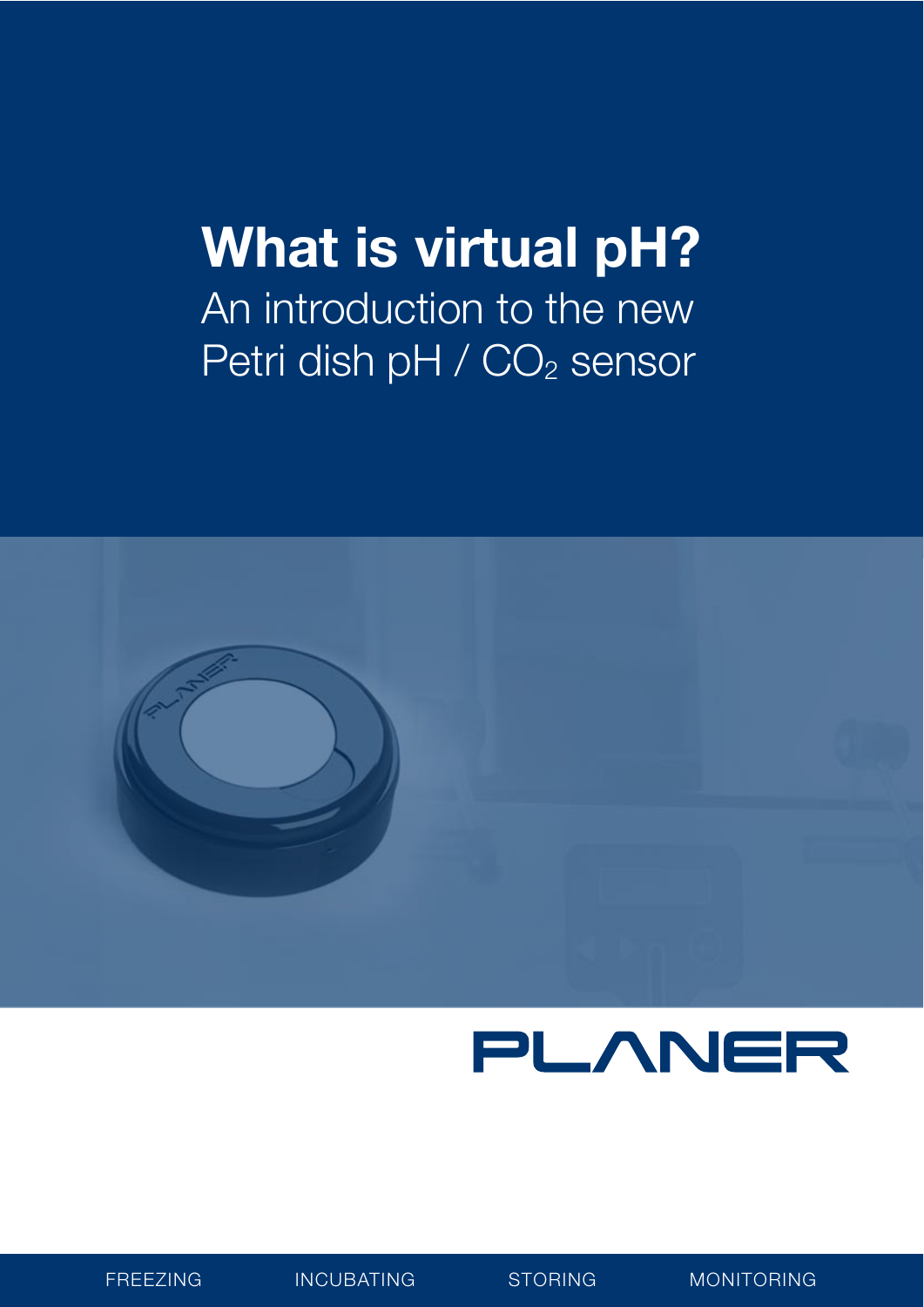# What is virtual pH?

An introduction to the new Petri dish pH / $CO_2$ sensor

PLANER

FREEZING INCUBATING STORING MONITORING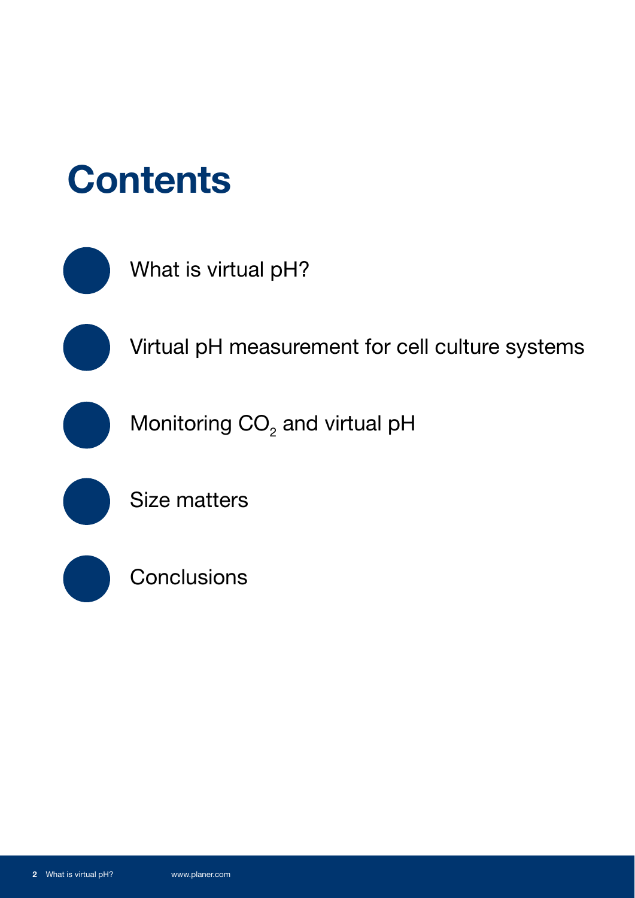# Contents

- What is virtual pH?
- Virtual pH measurement for cell culture systems
- Monitoring $CO_2$ and virtual pH
- Size matters
- Conclusions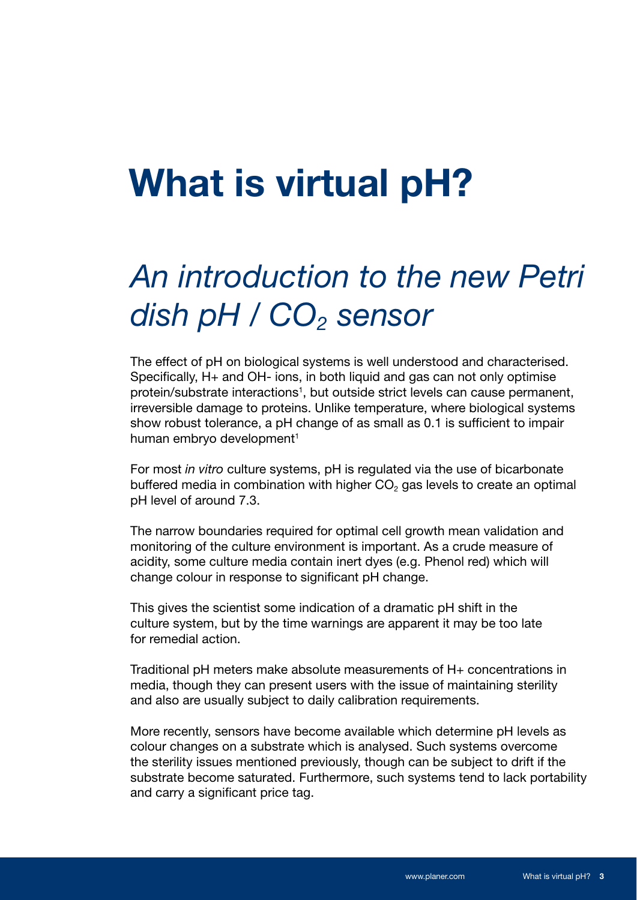# What is virtual pH?

## *An introduction to the new Petri dish pH / $CO_2$ sensor*

The effect of pH on biological systems is well understood and characterised. Specifically, H+ and OH- ions, in both liquid and gas can not only optimise protein/substrate interactions[1], but outside strict levels can cause permanent, irreversible damage to proteins. Unlike temperature, where biological systems show robust tolerance, a pH change of as small as 0.1 is sufficient to impair human embryo development[1]

For most *in vitro* culture systems, pH is regulated via the use of bicarbonate buffered media in combination with higher $CO_2$ gas levels to create an optimal pH level of around 7.3.

The narrow boundaries required for optimal cell growth mean validation and monitoring of the culture environment is important. As a crude measure of acidity, some culture media contain inert dyes (e.g. Phenol red) which will change colour in response to significant pH change.

This gives the scientist some indication of a dramatic pH shift in the culture system, but by the time warnings are apparent it may be too late for remedial action.

Traditional pH meters make absolute measurements of H+ concentrations in media, though they can present users with the issue of maintaining sterility and also are usually subject to daily calibration requirements.

More recently, sensors have become available which determine pH levels as colour changes on a substrate which is analysed. Such systems overcome the sterility issues mentioned previously, though can be subject to drift if the substrate become saturated. Furthermore, such systems tend to lack portability and carry a significant price tag.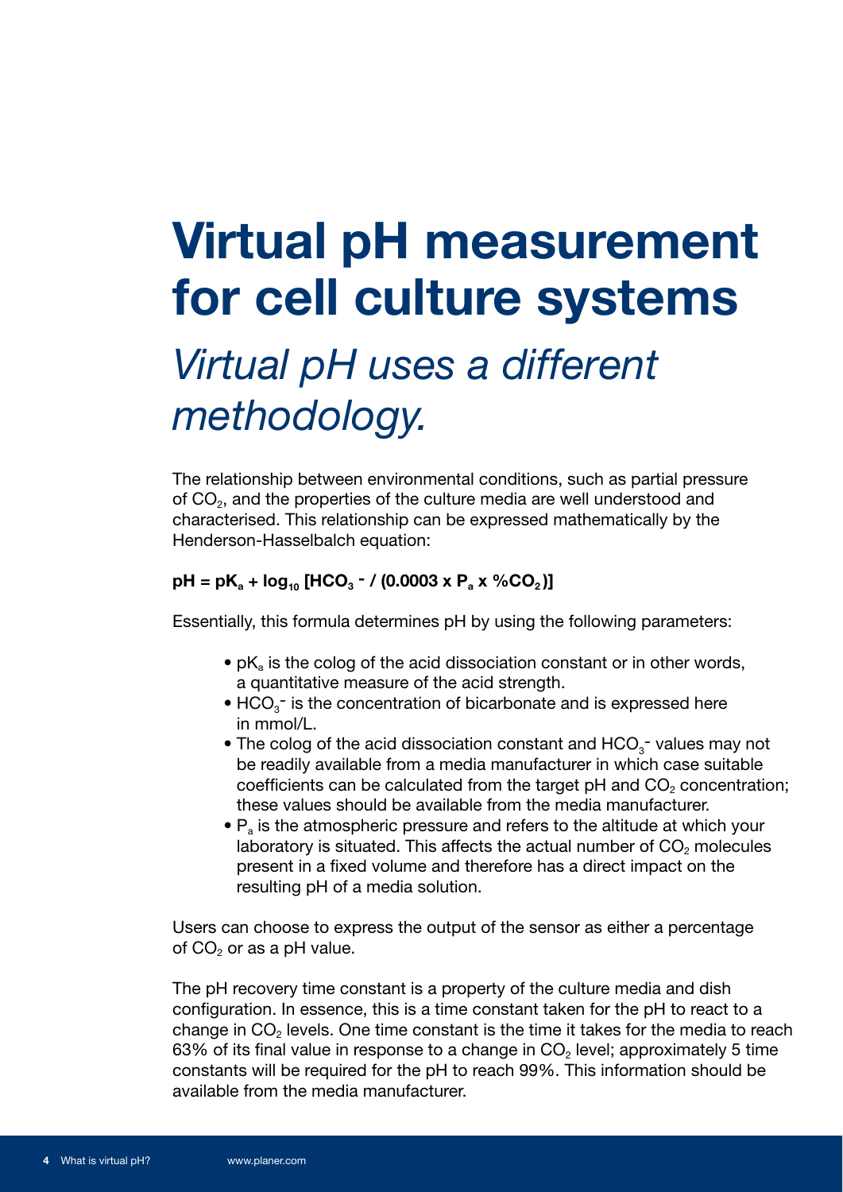# Virtual pH measurement for cell culture systems

## *Virtual pH uses a different methodology.*

The relationship between environmental conditions, such as partial pressure of $CO_2$, and the properties of the culture media are well understood and characterised. This relationship can be expressed mathematically by the Henderson-Hasselbalch equation:

$$pH = pK_a + \log_{10} [HCO_3^- / (0.0003 \times P_a \times \%CO_2)]$$

Essentially, this formula determines pH by using the following parameters:

- $pK_a$ is the colog of the acid dissociation constant or in other words, a quantitative measure of the acid strength.
- $HCO_3^-$ is the concentration of bicarbonate and is expressed here in mmol/L.
- The colog of the acid dissociation constant and $HCO_3^-$ values may not be readily available from a media manufacturer in which case suitable coefficients can be calculated from the target pH and $CO_2$ concentration; these values should be available from the media manufacturer.
- $P_a$ is the atmospheric pressure and refers to the altitude at which your laboratory is situated. This affects the actual number of $CO_2$ molecules present in a fixed volume and therefore has a direct impact on the resulting pH of a media solution.

Users can choose to express the output of the sensor as either a percentage of $CO_2$ or as a pH value.

The pH recovery time constant is a property of the culture media and dish configuration. In essence, this is a time constant taken for the pH to react to a change in $CO_2$ levels. One time constant is the time it takes for the media to reach 63% of its final value in response to a change in $CO_2$ level; approximately 5 time constants will be required for the pH to reach 99%. This information should be available from the media manufacturer.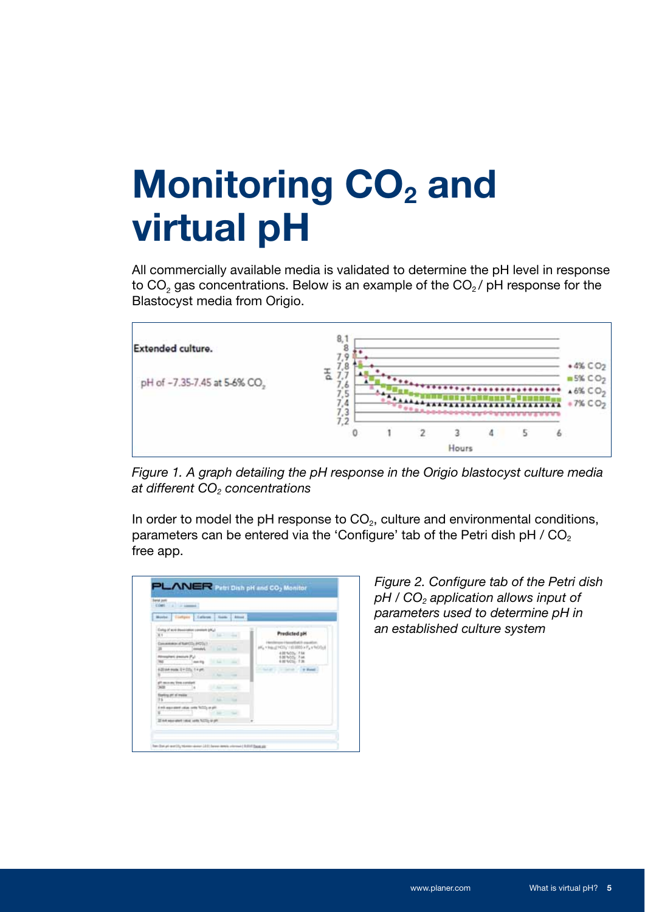# Monitoring $CO_2$ and virtual pH

All commercially available media is validated to determine the pH level in response to $CO_2$ gas concentrations. Below is an example of the $CO_2$ / pH response for the Blastocyst media from Origio.

**Extended culture.**

pH of ~7.35-7.45 at 5-6% $CO_2$

*Figure 1. A graph detailing the pH response in the Origio blastocyst culture media at different $CO_2$ concentrations*

In order to model the pH response to $CO_2$, culture and environmental conditions, parameters can be entered via the 'Configure' tab of the Petri dish pH / $CO_2$ free app.

*Figure 2. Configure tab of the Petri dish pH / $CO_2$ application allows input of parameters used to determine pH in an established culture system*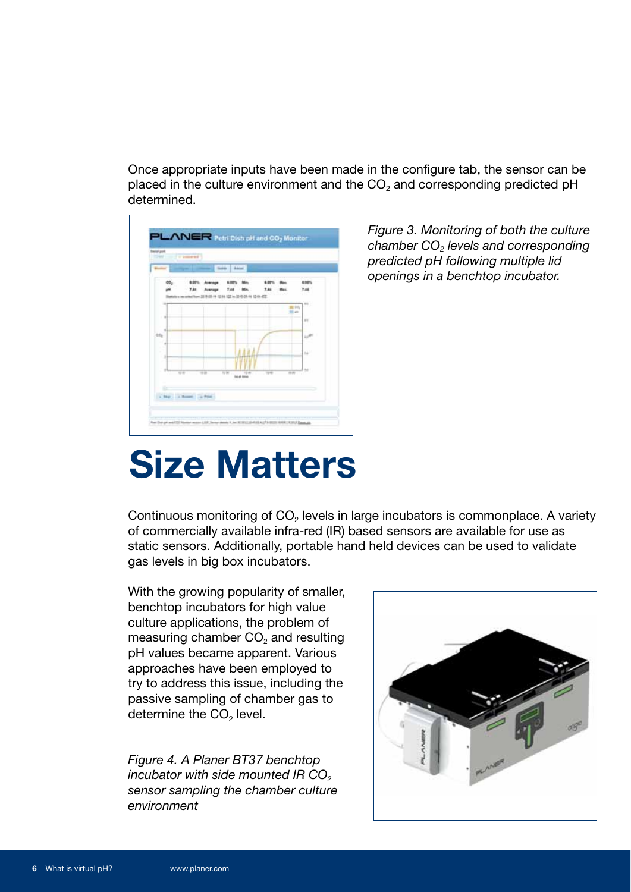Once appropriate inputs have been made in the configure tab, the sensor can be placed in the culture environment and the $CO_2$ and corresponding predicted pH determined.

*Figure 3. Monitoring of both the culture chamber $CO_2$ levels and corresponding predicted pH following multiple lid openings in a benchtop incubator.*

# Size Matters

Continuous monitoring of $CO_2$ levels in large incubators is commonplace. A variety of commercially available infra-red (IR) based sensors are available for use as static sensors. Additionally, portable hand held devices can be used to validate gas levels in big box incubators.

With the growing popularity of smaller, benchtop incubators for high value culture applications, the problem of measuring chamber $CO_2$ and resulting pH values became apparent. Various approaches have been employed to try to address this issue, including the passive sampling of chamber gas to determine the $CO_2$ level.

*Figure 4. A Planer BT37 benchtop incubator with side mounted IR $CO_2$ sensor sampling the chamber culture environment*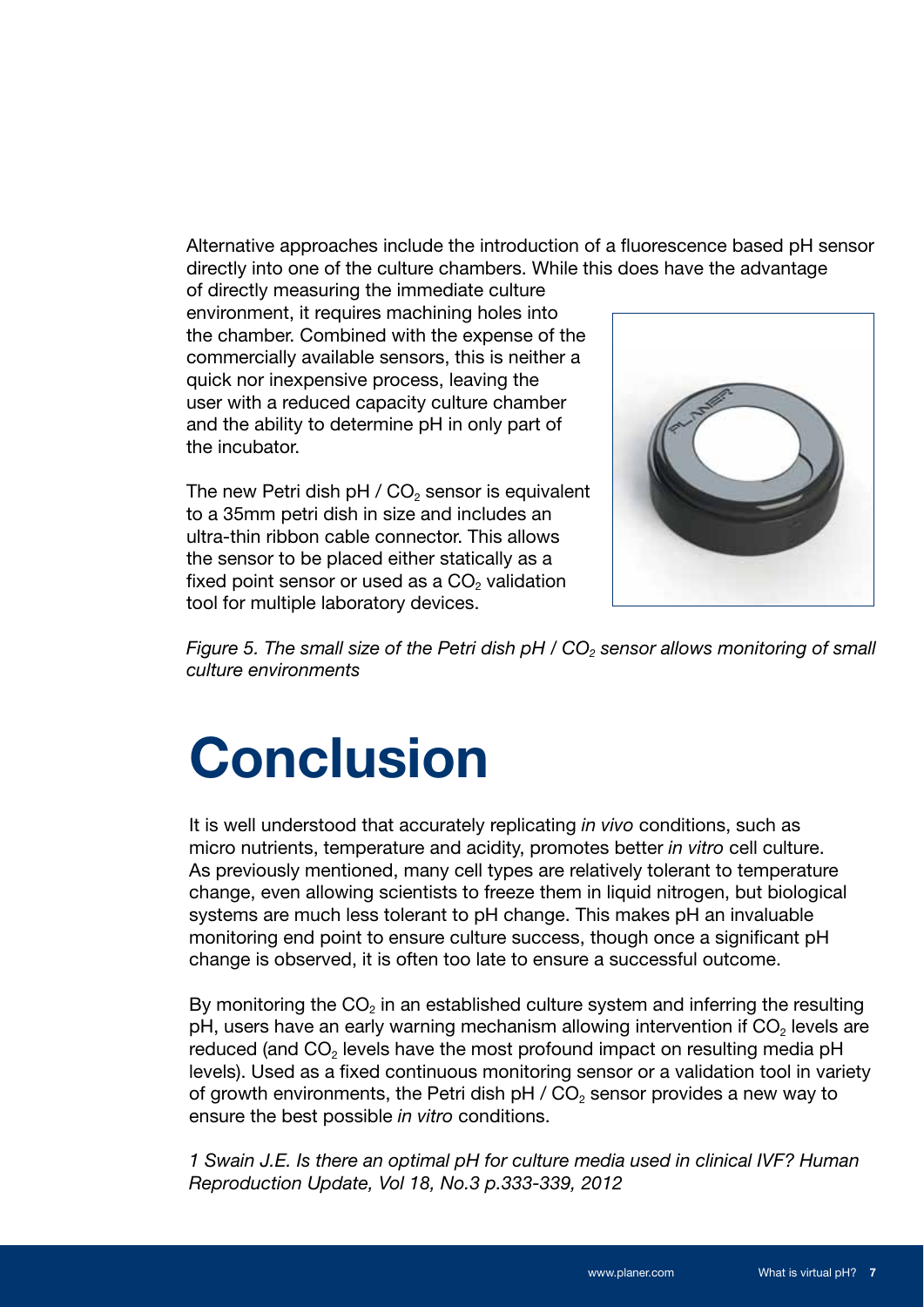Alternative approaches include the introduction of a fluorescence based pH sensor directly into one of the culture chambers. While this does have the advantage of directly measuring the immediate culture environment, it requires machining holes into the chamber. Combined with the expense of the commercially available sensors, this is neither a quick nor inexpensive process, leaving the user with a reduced capacity culture chamber and the ability to determine pH in only part of the incubator.

The new Petri dish pH / $CO_2$ sensor is equivalent to a 35mm petri dish in size and includes an ultra-thin ribbon cable connector. This allows the sensor to be placed either statically as a fixed point sensor or used as a $CO_2$ validation tool for multiple laboratory devices.

*Figure 5. The small size of the Petri dish pH / $CO_2$ sensor allows monitoring of small culture environments*

# Conclusion

It is well understood that accurately replicating *in vivo* conditions, such as micro nutrients, temperature and acidity, promotes better *in vitro* cell culture. As previously mentioned, many cell types are relatively tolerant to temperature change, even allowing scientists to freeze them in liquid nitrogen, but biological systems are much less tolerant to pH change. This makes pH an invaluable monitoring end point to ensure culture success, though once a significant pH change is observed, it is often too late to ensure a successful outcome.

By monitoring the $CO_2$ in an established culture system and inferring the resulting pH, users have an early warning mechanism allowing intervention if $CO_2$ levels are reduced (and $CO_2$ levels have the most profound impact on resulting media pH levels). Used as a fixed continuous monitoring sensor or a validation tool in variety of growth environments, the Petri dish pH / $CO_2$ sensor provides a new way to ensure the best possible *in vitro* conditions.

*1 Swain J.E. Is there an optimal pH for culture media used in clinical IVF? Human Reproduction Update, Vol 18, No.3 p.333-339, 2012*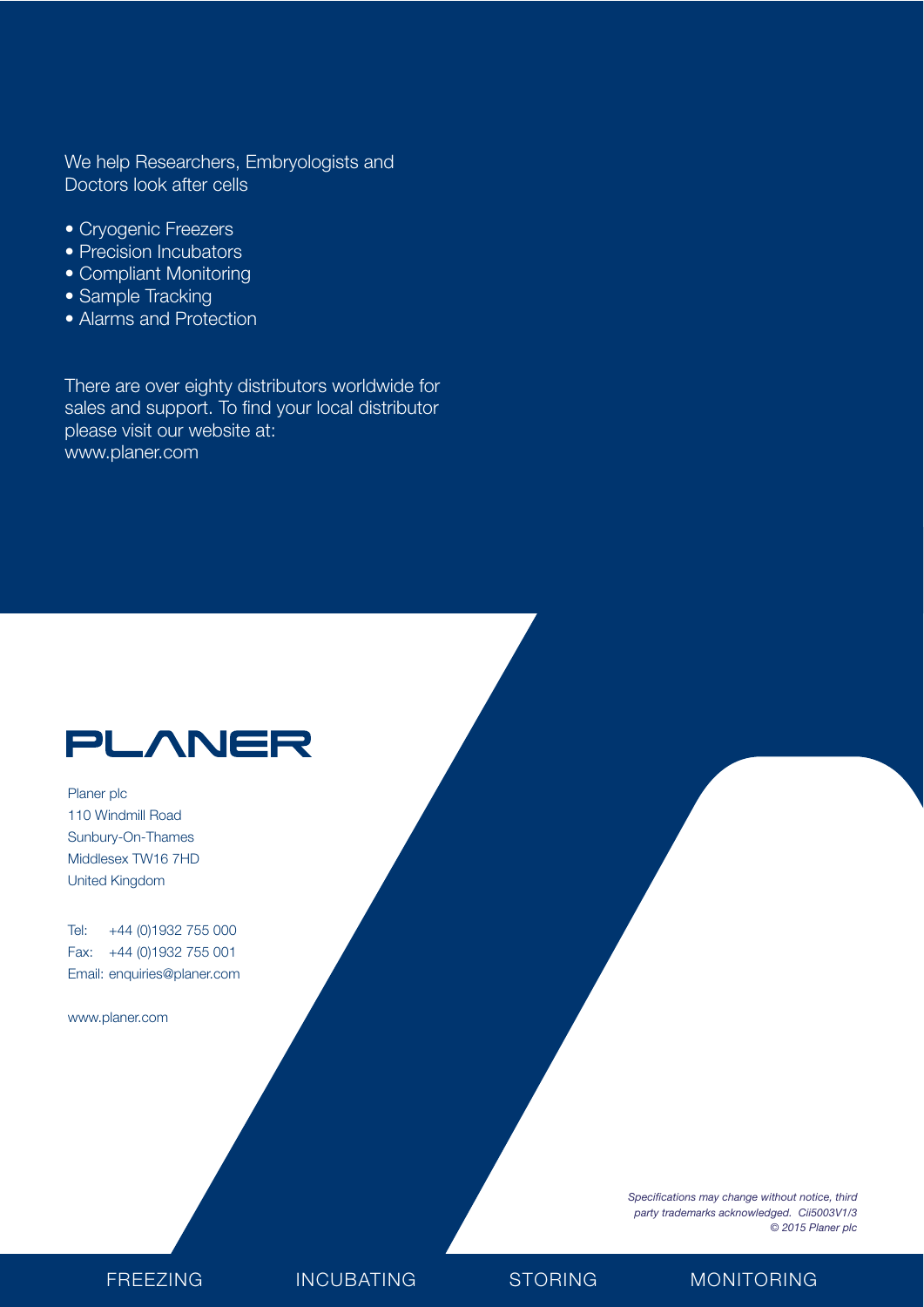We help Researchers, Embryologists and Doctors look after cells

- Cryogenic Freezers
- Precision Incubators
- Compliant Monitoring
- Sample Tracking
- Alarms and Protection

There are over eighty distributors worldwide for sales and support. To find your local distributor please visit our website at: www.planer.com

PLANER

Planer plc
110 Windmill Road
Sunbury-On-Thames
Middlesex TW16 7HD
United Kingdom

Tel: +44 (0)1932 755 000
Fax: +44 (0)1932 755 001
Email: enquiries@planer.com

www.planer.com

*Specifications may change without notice, third party trademarks acknowledged. Cii5003V1/3*
*© 2015 Planer plc*

FREEZING INCUBATING STORING MONITORING